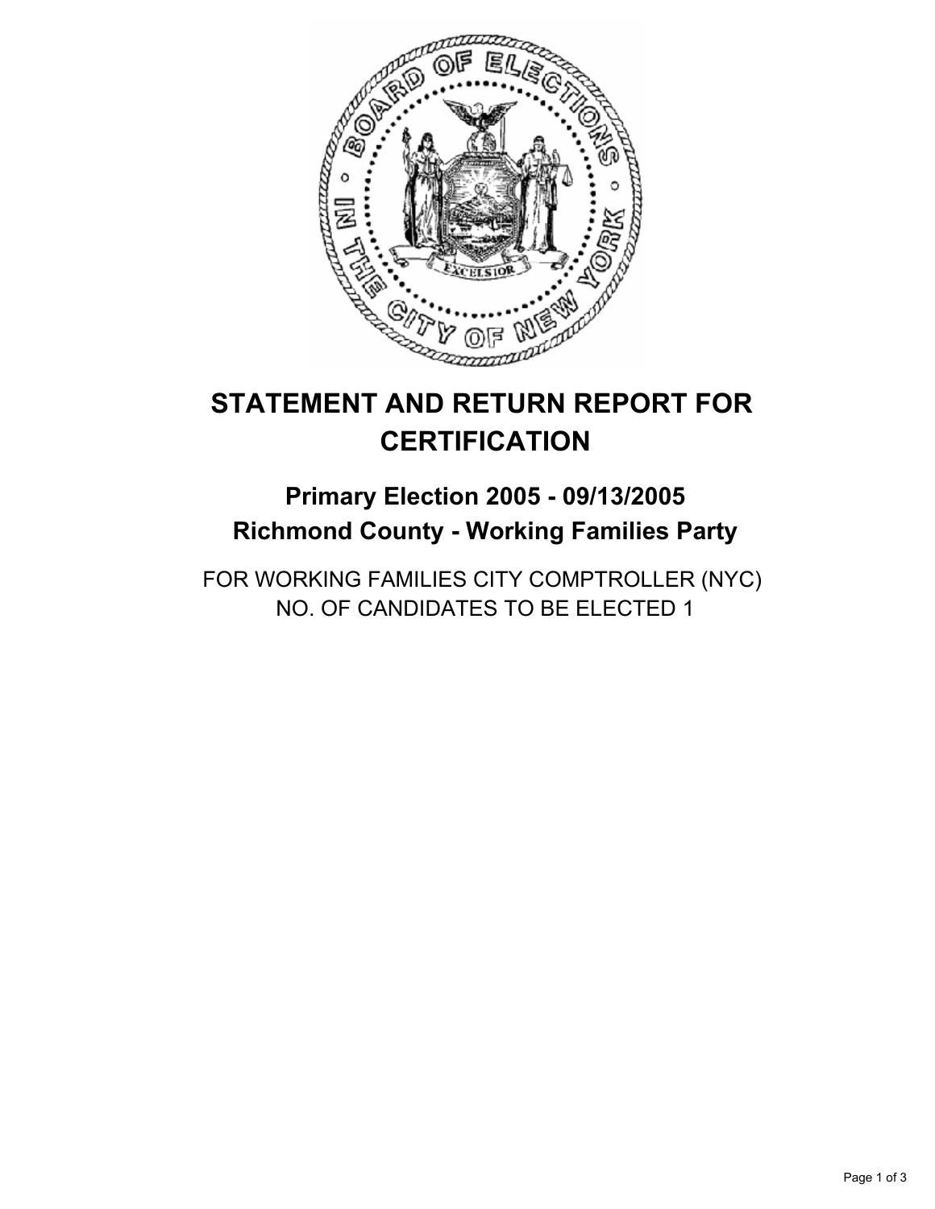# STATEMENT AND RETURN REPORT FOR CERTIFICATION

## Primary Election 2005 - 09/13/2005
## Richmond County - Working Families Party

FOR WORKING FAMILIES CITY COMPTROLLER (NYC)
NO. OF CANDIDATES TO BE ELECTED 1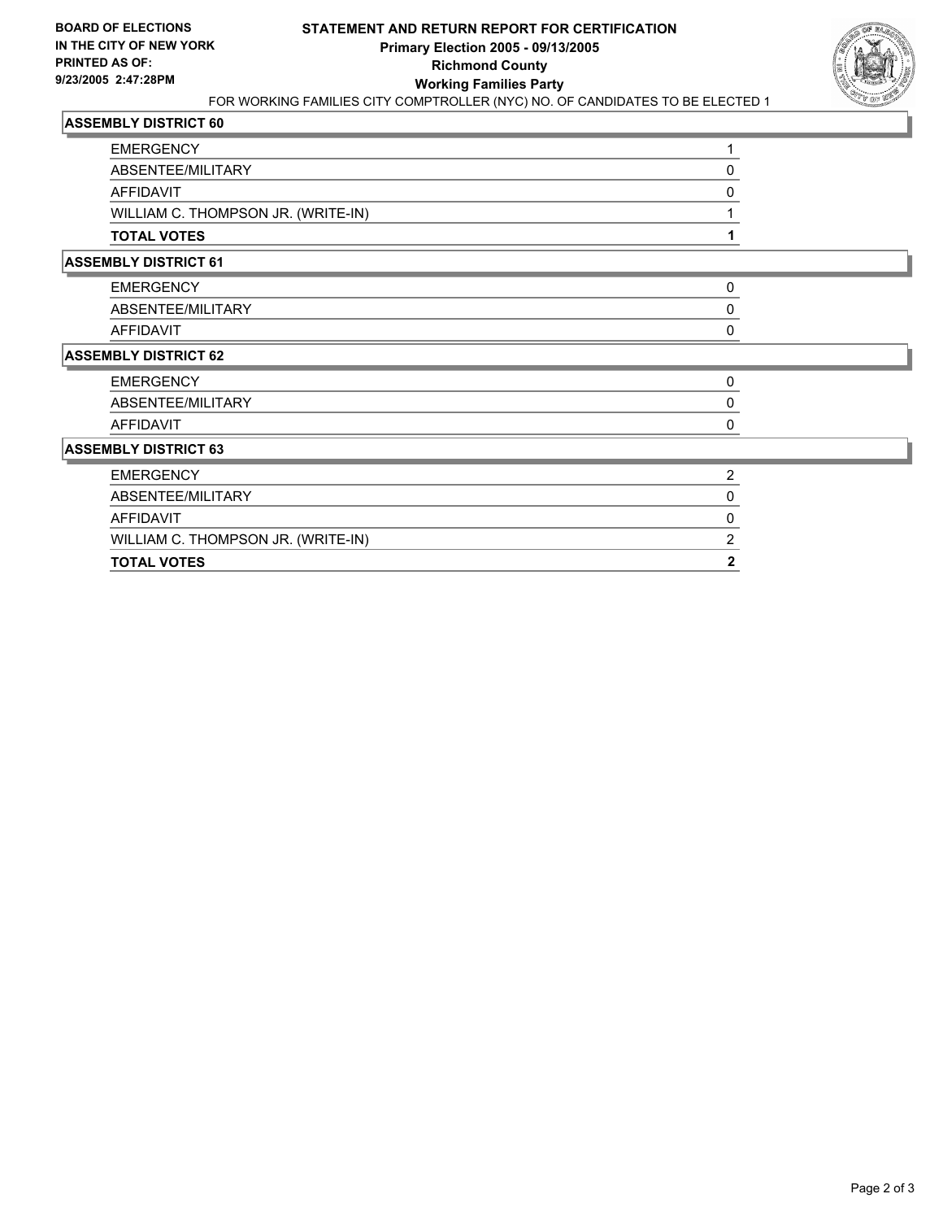**BOARD OF ELECTIONS**
**IN THE CITY OF NEW YORK**
**PRINTED AS OF:**
**9/23/2005 2:47:28PM**

# STATEMENT AND RETURN REPORT FOR CERTIFICATION
## Primary Election 2005 - 09/13/2005
## Richmond County
## Working Families Party

FOR WORKING FAMILIES CITY COMPTROLLER (NYC) NO. OF CANDIDATES TO BE ELECTED 1

### ASSEMBLY DISTRICT 60

| | |
|---|---|
| EMERGENCY | 1 |
| ABSENTEE/MILITARY | 0 |
| AFFIDAVIT | 0 |
| WILLIAM C. THOMPSON JR. (WRITE-IN) | 1 |
| **TOTAL VOTES** | **1** |

### ASSEMBLY DISTRICT 61

| | |
|---|---|
| EMERGENCY | 0 |
| ABSENTEE/MILITARY | 0 |
| AFFIDAVIT | 0 |

### ASSEMBLY DISTRICT 62

| | |
|---|---|
| EMERGENCY | 0 |
| ABSENTEE/MILITARY | 0 |
| AFFIDAVIT | 0 |

### ASSEMBLY DISTRICT 63

| | |
|---|---|
| EMERGENCY | 2 |
| ABSENTEE/MILITARY | 0 |
| AFFIDAVIT | 0 |
| WILLIAM C. THOMPSON JR. (WRITE-IN) | 2 |
| **TOTAL VOTES** | **2** |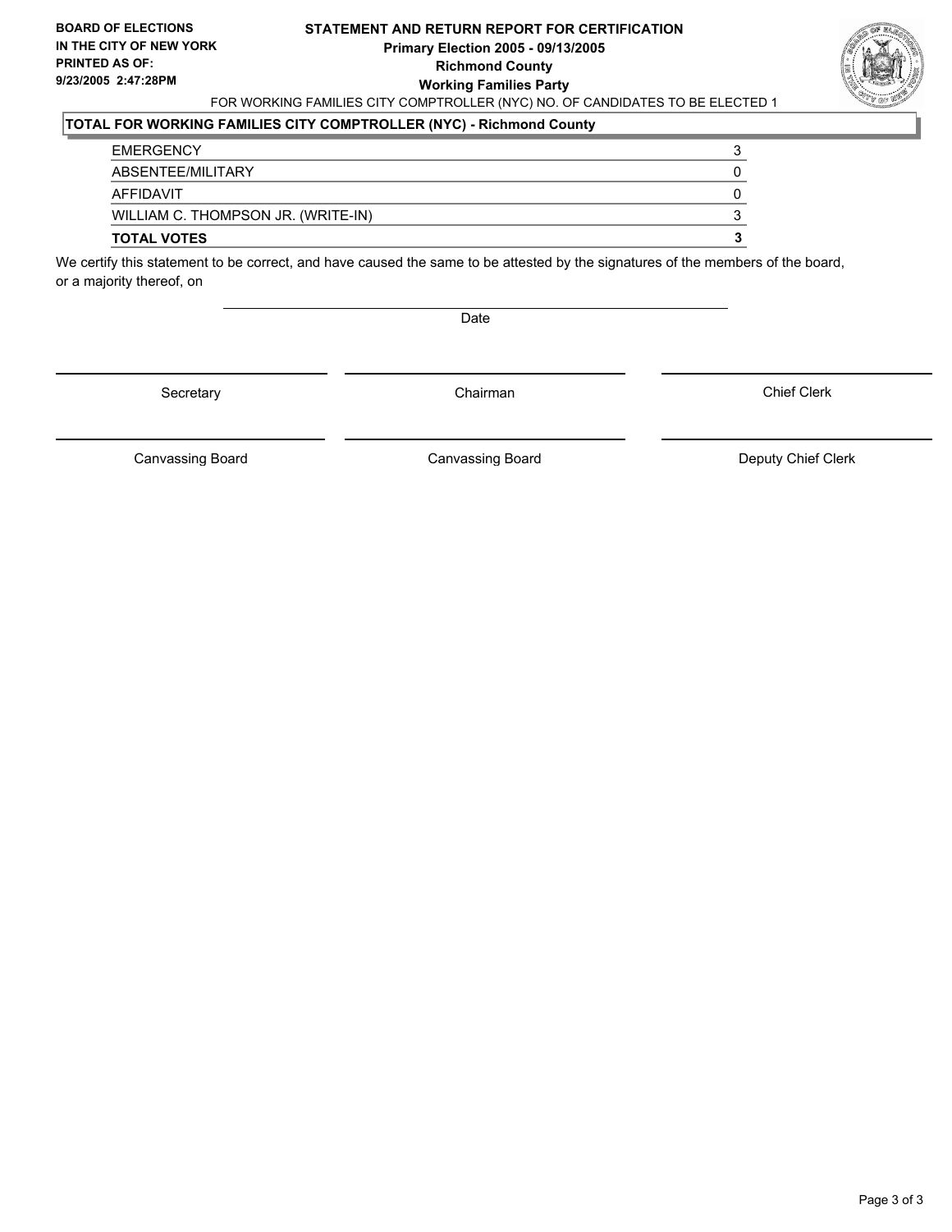**BOARD OF ELECTIONS IN THE CITY OF NEW YORK**
**PRINTED AS OF: 9/23/2005 2:47:28PM**

# STATEMENT AND RETURN REPORT FOR CERTIFICATION
## Primary Election 2005 - 09/13/2005
## Richmond County
## Working Families Party

FOR WORKING FAMILIES CITY COMPTROLLER (NYC) NO. OF CANDIDATES TO BE ELECTED 1

### TOTAL FOR WORKING FAMILIES CITY COMPTROLLER (NYC) - Richmond County

| | |
|---|---|
| EMERGENCY | 3 |
| ABSENTEE/MILITARY | 0 |
| AFFIDAVIT | 0 |
| WILLIAM C. THOMPSON JR. (WRITE-IN) | 3 |
| **TOTAL VOTES** | **3** |

We certify this statement to be correct, and have caused the same to be attested by the signatures of the members of the board, or a majority thereof, on

Date

Secretary

Chairman

Chief Clerk

Canvassing Board

Canvassing Board

Deputy Chief Clerk